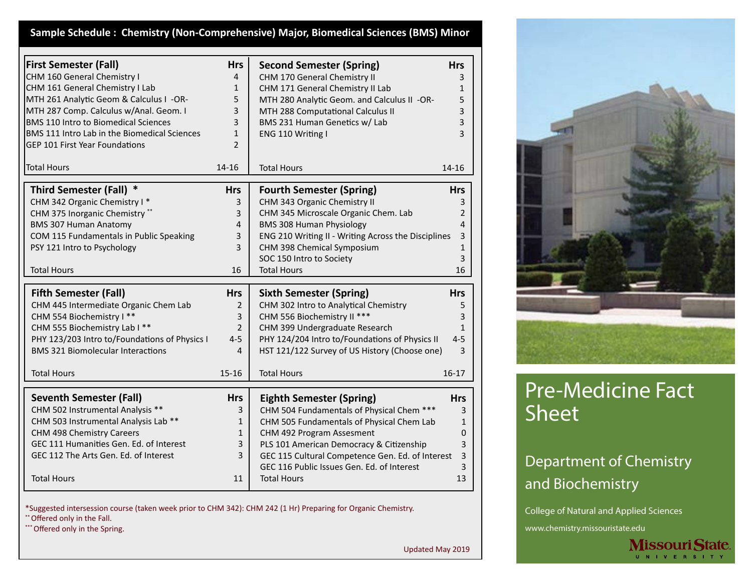## Sample Schedule : Chemistry (Non-Comprehensive) Major, Biomedical Sciences (BMS) Minor

| First Semester (Fall) | Hrs |
|---|---|
| CHM 160 General Chemistry I | 4 |
| CHM 161 General Chemistry I Lab | 1 |
| MTH 261 Analytic Geom & Calculus I -OR- | 5 |
| MTH 287 Comp. Calculus w/Anal. Geom. I | 3 |
| BMS 110 Intro to Biomedical Sciences | 3 |
| BMS 111 Intro Lab in the Biomedical Sciences | 1 |
| GEP 101 First Year Foundations | 2 |
| Total Hours | 14-16 |

| Second Semester (Spring) | Hrs |
|---|---|
| CHM 170 General Chemistry II | 3 |
| CHM 171 General Chemistry II Lab | 1 |
| MTH 280 Analytic Geom. and Calculus II -OR- | 5 |
| MTH 288 Computational Calculus II | 3 |
| BMS 231 Human Genetics w/ Lab | 3 |
| ENG 110 Writing I | 3 |
| Total Hours | 14-16 |

| Third Semester (Fall) * | Hrs |
|---|---|
| CHM 342 Organic Chemistry I * | 3 |
| CHM 375 Inorganic Chemistry ** | 3 |
| BMS 307 Human Anatomy | 4 |
| COM 115 Fundamentals in Public Speaking | 3 |
| PSY 121 Intro to Psychology | 3 |
| Total Hours | 16 |

| Fourth Semester (Spring) | Hrs |
|---|---|
| CHM 343 Organic Chemistry II | 3 |
| CHM 345 Microscale Organic Chem. Lab | 2 |
| BMS 308 Human Physiology | 4 |
| ENG 210 Writing II - Writing Across the Disciplines | 3 |
| CHM 398 Chemical Symposium | 1 |
| SOC 150 Intro to Society | 3 |
| Total Hours | 16 |

| Fifth Semester (Fall) | Hrs |
|---|---|
| CHM 445 Intermediate Organic Chem Lab | 2 |
| CHM 554 Biochemistry I ** | 3 |
| CHM 555 Biochemistry Lab I ** | 2 |
| PHY 123/203 Intro to/Foundations of Physics I | 4-5 |
| BMS 321 Biomolecular Interactions | 4 |
| Total Hours | 15-16 |

| Sixth Semester (Spring) | Hrs |
|---|---|
| CHM 302 Intro to Analytical Chemistry | 5 |
| CHM 556 Biochemistry II *** | 3 |
| CHM 399 Undergraduate Research | 1 |
| PHY 124/204 Intro to/Foundations of Physics II | 4-5 |
| HST 121/122 Survey of US History (Choose one) | 3 |
| Total Hours | 16-17 |

| Seventh Semester (Fall) | Hrs |
|---|---|
| CHM 502 Instrumental Analysis ** | 3 |
| CHM 503 Instrumental Analysis Lab ** | 1 |
| CHM 498 Chemistry Careers | 1 |
| GEC 111 Humanities Gen. Ed. of Interest | 3 |
| GEC 112 The Arts Gen. Ed. of Interest | 3 |
| Total Hours | 11 |

| Eighth Semester (Spring) | Hrs |
|---|---|
| CHM 504 Fundamentals of Physical Chem *** | 3 |
| CHM 505 Fundamentals of Physical Chem Lab | 1 |
| CHM 492 Program Assesment | 0 |
| PLS 101 American Democracy & Citizenship | 3 |
| GEC 115 Cultural Competence Gen. Ed. of Interest | 3 |
| GEC 116 Public Issues Gen. Ed. of Interest | 3 |
| Total Hours | 13 |

*Suggested intersession course (taken week prior to CHM 342): CHM 242 (1 Hr) Preparing for Organic Chemistry.
** Offered only in the Fall.
*** Offered only in the Spring.

Updated May 2019

# Pre-Medicine Fact Sheet

## Department of Chemistry and Biochemistry

College of Natural and Applied Sciences

www.chemistry.missouristate.edu

Missouri State University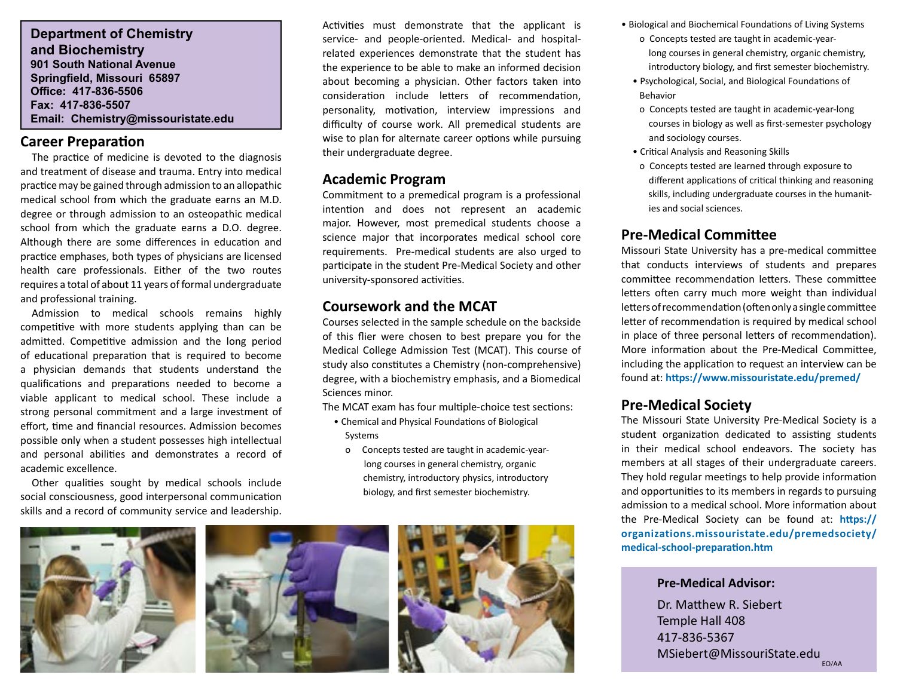**Department of Chemistry and Biochemistry**
**901 South National Avenue**
**Springfield, Missouri 65897**
**Office: 417-836-5506**
**Fax: 417-836-5507**
**Email: Chemistry@missouristate.edu**

## Career Preparation

The practice of medicine is devoted to the diagnosis and treatment of disease and trauma. Entry into medical practice may be gained through admission to an allopathic medical school from which the graduate earns an M.D. degree or through admission to an osteopathic medical school from which the graduate earns a D.O. degree. Although there are some differences in education and practice emphases, both types of physicians are licensed health care professionals. Either of the two routes requires a total of about 11 years of formal undergraduate and professional training.

Admission to medical schools remains highly competitive with more students applying than can be admitted. Competitive admission and the long period of educational preparation that is required to become a physician demands that students understand the qualifications and preparations needed to become a viable applicant to medical school. These include a strong personal commitment and a large investment of effort, time and financial resources. Admission becomes possible only when a student possesses high intellectual and personal abilities and demonstrates a record of academic excellence.

Other qualities sought by medical schools include social consciousness, good interpersonal communication skills and a record of community service and leadership. Activities must demonstrate that the applicant is service- and people-oriented. Medical- and hospital-related experiences demonstrate that the student has the experience to be able to make an informed decision about becoming a physician. Other factors taken into consideration include letters of recommendation, personality, motivation, interview impressions and difficulty of course work. All premedical students are wise to plan for alternate career options while pursuing their undergraduate degree.

## Academic Program

Commitment to a premedical program is a professional intention and does not represent an academic major. However, most premedical students choose a science major that incorporates medical school core requirements. Pre-medical students are also urged to participate in the student Pre-Medical Society and other university-sponsored activities.

## Coursework and the MCAT

Courses selected in the sample schedule on the backside of this flier were chosen to best prepare you for the Medical College Admission Test (MCAT). This course of study also constitutes a Chemistry (non-comprehensive) degree, with a biochemistry emphasis, and a Biomedical Sciences minor.

The MCAT exam has four multiple-choice test sections:

- Chemical and Physical Foundations of Biological Systems
  - Concepts tested are taught in academic-year-long courses in general chemistry, organic chemistry, introductory physics, introductory biology, and first semester biochemistry.
- Biological and Biochemical Foundations of Living Systems
  - Concepts tested are taught in academic-year-long courses in general chemistry, organic chemistry, introductory biology, and first semester biochemistry.
- Psychological, Social, and Biological Foundations of Behavior
  - Concepts tested are taught in academic-year-long courses in biology as well as first-semester psychology and sociology courses.
- Critical Analysis and Reasoning Skills
  - Concepts tested are learned through exposure to different applications of critical thinking and reasoning skills, including undergraduate courses in the humanities and social sciences.

## Pre-Medical Committee

Missouri State University has a pre-medical committee that conducts interviews of students and prepares committee recommendation letters. These committee letters often carry much more weight than individual letters of recommendation (often only a single committee letter of recommendation is required by medical school in place of three personal letters of recommendation). More information about the Pre-Medical Committee, including the application to request an interview can be found at: **https://www.missouristate.edu/premed/**

## Pre-Medical Society

The Missouri State University Pre-Medical Society is a student organization dedicated to assisting students in their medical school endeavors. The society has members at all stages of their undergraduate careers. They hold regular meetings to help provide information and opportunities to its members in regards to pursuing admission to a medical school. More information about the Pre-Medical Society can be found at: **https://organizations.missouristate.edu/premedsociety/medical-school-preparation.htm**

**Pre-Medical Advisor:**

Dr. Matthew R. Siebert
Temple Hall 408
417-836-5367
MSiebert@MissouriState.edu

EO/AA